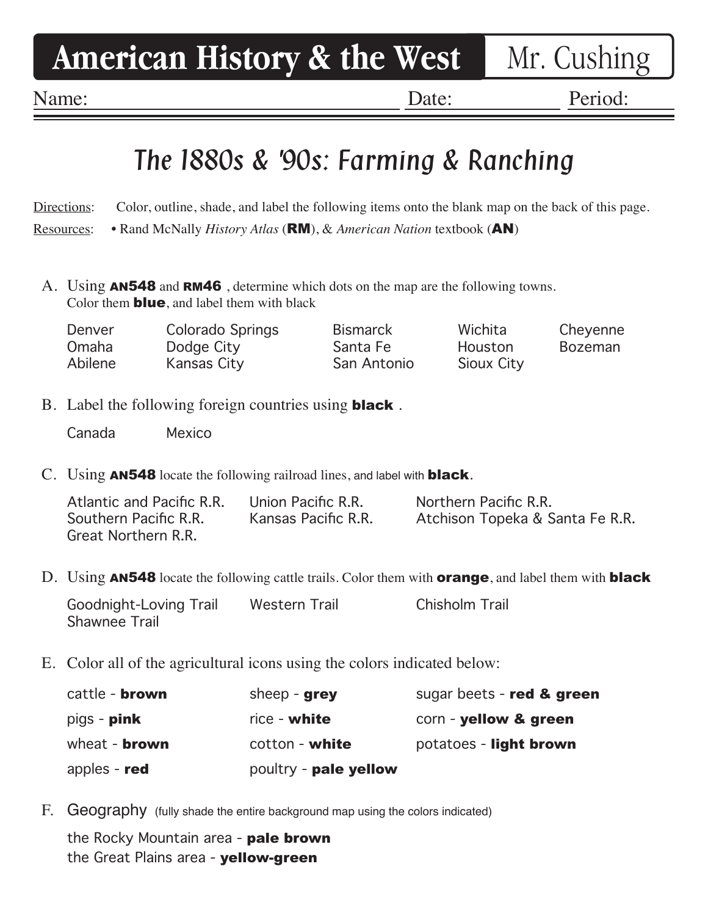# American History & the West

Mr. Cushing

Name: Date: Period:

## *The 1880s & '90s: Farming & Ranching*

Directions: Color, outline, shade, and label the following items onto the blank map on the back of this page.

Resources: • Rand McNally *History Atlas* (**RM**), & *American Nation* textbook (**AN**)

A. Using **AN548** and **RM46** , determine which dots on the map are the following towns. Color them **blue**, and label them with black

| Denver | Colorado Springs | Bismarck | Wichita | Cheyenne |
|---|---|---|---|---|
| Omaha | Dodge City | Santa Fe | Houston | Bozeman |
| Abilene | Kansas City | San Antonio | Sioux City | |

B. Label the following foreign countries using **black** .

Canada    Mexico

C. Using **AN548** locate the following railroad lines, and label with **black**.

| Atlantic and Pacific R.R. | Union Pacific R.R. | Northern Pacific R.R. |
|---|---|---|
| Southern Pacific R.R. | Kansas Pacific R.R. | Atchison Topeka & Santa Fe R.R. |
| Great Northern R.R. | | |

D. Using **AN548** locate the following cattle trails. Color them with **orange**, and label them with **black**

| Goodnight-Loving Trail | Western Trail | Chisholm Trail |
|---|---|---|
| Shawnee Trail | | |

E. Color all of the agricultural icons using the colors indicated below:

| cattle - **brown** | sheep - **grey** | sugar beets - **red & green** |
|---|---|---|
| pigs - **pink** | rice - **white** | corn - **yellow & green** |
| wheat - **brown** | cotton - **white** | potatoes - **light brown** |
| apples - **red** | poultry - **pale yellow** | |

F. Geography (fully shade the entire background map using the colors indicated)

the Rocky Mountain area - **pale brown**
the Great Plains area - **yellow-green**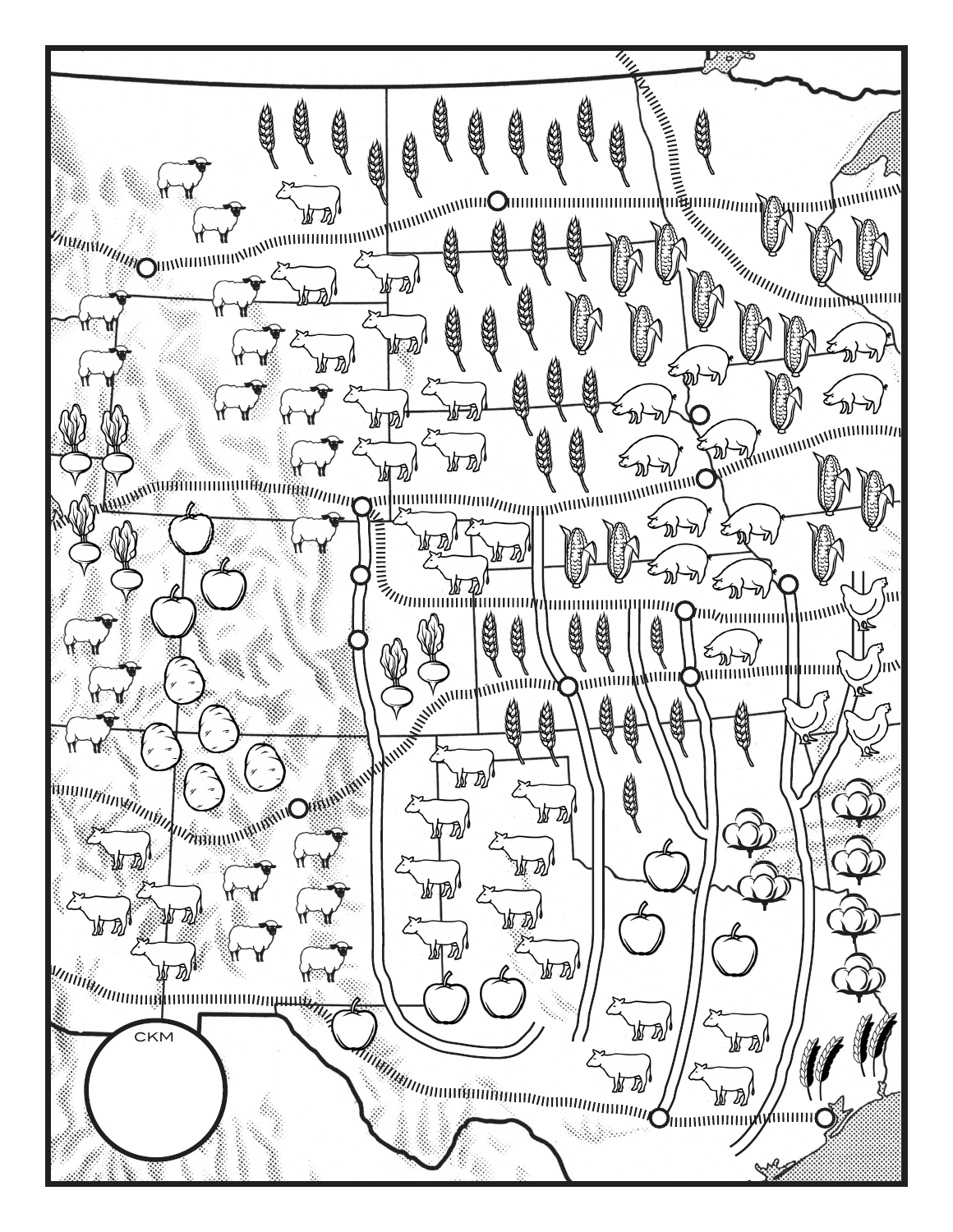CKM